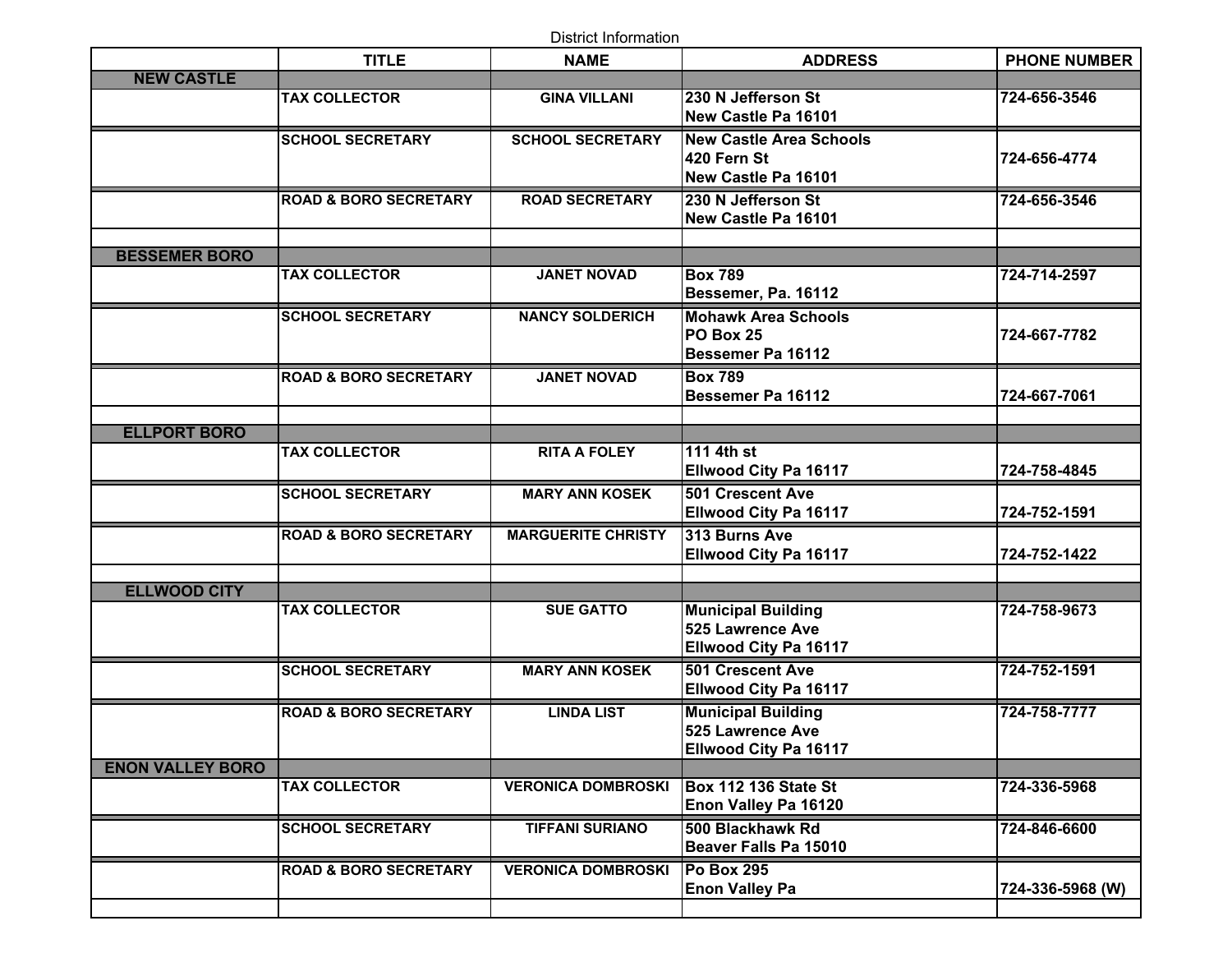District Information

| | TITLE | NAME | ADDRESS | PHONE NUMBER |
|---|---|---|---|---|
| **NEW CASTLE** | | | | |
| | TAX COLLECTOR | GINA VILLANI | 230 N Jefferson St<br>New Castle Pa 16101 | 724-656-3546 |
| | SCHOOL SECRETARY | SCHOOL SECRETARY | New Castle Area Schools<br>420 Fern St<br>New Castle Pa 16101 | 724-656-4774 |
| | ROAD & BORO SECRETARY | ROAD SECRETARY | 230 N Jefferson St<br>New Castle Pa 16101 | 724-656-3546 |
| | | | | |
| **BESSEMER BORO** | | | | |
| | TAX COLLECTOR | JANET NOVAD | Box 789<br>Bessemer, Pa. 16112 | 724-714-2597 |
| | SCHOOL SECRETARY | NANCY SOLDERICH | Mohawk Area Schools<br>PO Box 25<br>Bessemer Pa 16112 | 724-667-7782 |
| | ROAD & BORO SECRETARY | JANET NOVAD | Box 789<br>Bessemer Pa 16112 | 724-667-7061 |
| | | | | |
| **ELLPORT BORO** | | | | |
| | TAX COLLECTOR | RITA A FOLEY | 111 4th st<br>Ellwood City Pa 16117 | 724-758-4845 |
| | SCHOOL SECRETARY | MARY ANN KOSEK | 501 Crescent Ave<br>Ellwood City Pa 16117 | 724-752-1591 |
| | ROAD & BORO SECRETARY | MARGUERITE CHRISTY | 313 Burns Ave<br>Ellwood City Pa 16117 | 724-752-1422 |
| | | | | |
| **ELLWOOD CITY** | | | | |
| | TAX COLLECTOR | SUE GATTO | Municipal Building<br>525 Lawrence Ave<br>Ellwood City Pa 16117 | 724-758-9673 |
| | SCHOOL SECRETARY | MARY ANN KOSEK | 501 Crescent Ave<br>Ellwood City Pa 16117 | 724-752-1591 |
| | ROAD & BORO SECRETARY | LINDA LIST | Municipal Building<br>525 Lawrence Ave<br>Ellwood City Pa 16117 | 724-758-7777 |
| **ENON VALLEY BORO** | | | | |
| | TAX COLLECTOR | VERONICA DOMBROSKI | Box 112 136 State St<br>Enon Valley Pa 16120 | 724-336-5968 |
| | SCHOOL SECRETARY | TIFFANI SURIANO | 500 Blackhawk Rd<br>Beaver Falls Pa 15010 | 724-846-6600 |
| | ROAD & BORO SECRETARY | VERONICA DOMBROSKI | Po Box 295<br>Enon Valley Pa | 724-336-5968 (W) |
| | | | | |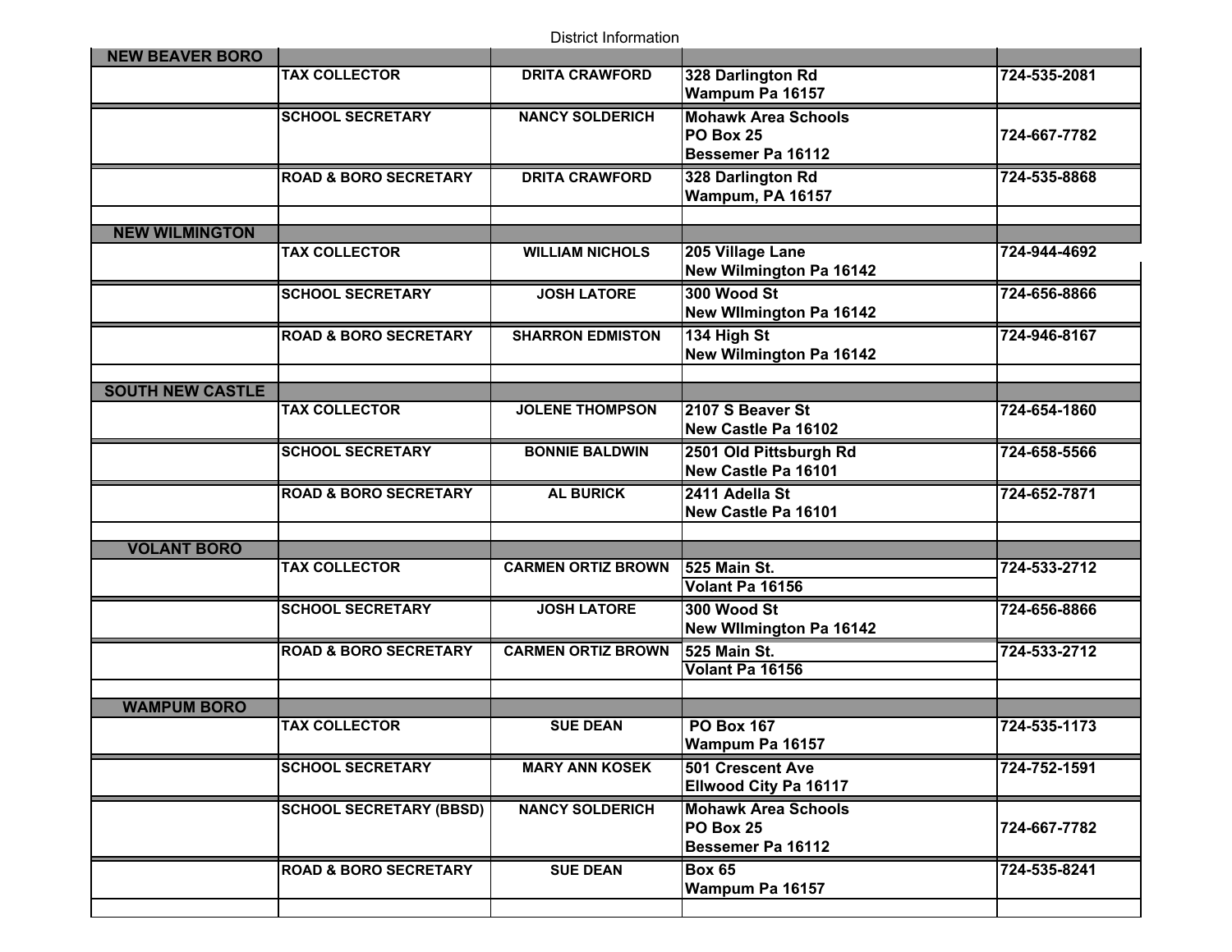District Information

| | | | | |
|---|---|---|---|---|
| **NEW BEAVER BORO** | | | | |
| | **TAX COLLECTOR** | **DRITA CRAWFORD** | **328 Darlington Rd<br>Wampum Pa 16157** | **724-535-2081** |
| | **SCHOOL SECRETARY** | **NANCY SOLDERICH** | **Mohawk Area Schools<br>PO Box 25<br>Bessemer Pa 16112** | **724-667-7782** |
| | **ROAD & BORO SECRETARY** | **DRITA CRAWFORD** | **328 Darlington Rd<br>Wampum, PA 16157** | **724-535-8868** |
| | | | | |
| **NEW WILMINGTON** | | | | |
| | **TAX COLLECTOR** | **WILLIAM NICHOLS** | **205 Village Lane<br>New Wilmington Pa 16142** | **724-944-4692** |
| | **SCHOOL SECRETARY** | **JOSH LATORE** | **300 Wood St<br>New WIlmington Pa 16142** | **724-656-8866** |
| | **ROAD & BORO SECRETARY** | **SHARRON EDMISTON** | **134 High St<br>New Wilmington Pa 16142** | **724-946-8167** |
| | | | | |
| **SOUTH NEW CASTLE** | | | | |
| | **TAX COLLECTOR** | **JOLENE THOMPSON** | **2107 S Beaver St<br>New Castle Pa 16102** | **724-654-1860** |
| | **SCHOOL SECRETARY** | **BONNIE BALDWIN** | **2501 Old Pittsburgh Rd<br>New Castle Pa 16101** | **724-658-5566** |
| | **ROAD & BORO SECRETARY** | **AL BURICK** | **2411 Adella St<br>New Castle Pa 16101** | **724-652-7871** |
| | | | | |
| **VOLANT BORO** | | | | |
| | **TAX COLLECTOR** | **CARMEN ORTIZ BROWN** | **525 Main St.<br>Volant Pa 16156** | **724-533-2712** |
| | **SCHOOL SECRETARY** | **JOSH LATORE** | **300 Wood St<br>New WIlmington Pa 16142** | **724-656-8866** |
| | **ROAD & BORO SECRETARY** | **CARMEN ORTIZ BROWN** | **525 Main St.<br>Volant Pa 16156** | **724-533-2712** |
| | | | | |
| **WAMPUM BORO** | | | | |
| | **TAX COLLECTOR** | **SUE DEAN** | **PO Box 167<br>Wampum Pa 16157** | **724-535-1173** |
| | **SCHOOL SECRETARY** | **MARY ANN KOSEK** | **501 Crescent Ave<br>Ellwood City Pa 16117** | **724-752-1591** |
| | **SCHOOL SECRETARY (BBSD)** | **NANCY SOLDERICH** | **Mohawk Area Schools<br>PO Box 25<br>Bessemer Pa 16112** | **724-667-7782** |
| | **ROAD & BORO SECRETARY** | **SUE DEAN** | **Box 65<br>Wampum Pa 16157** | **724-535-8241** |
| | | | | |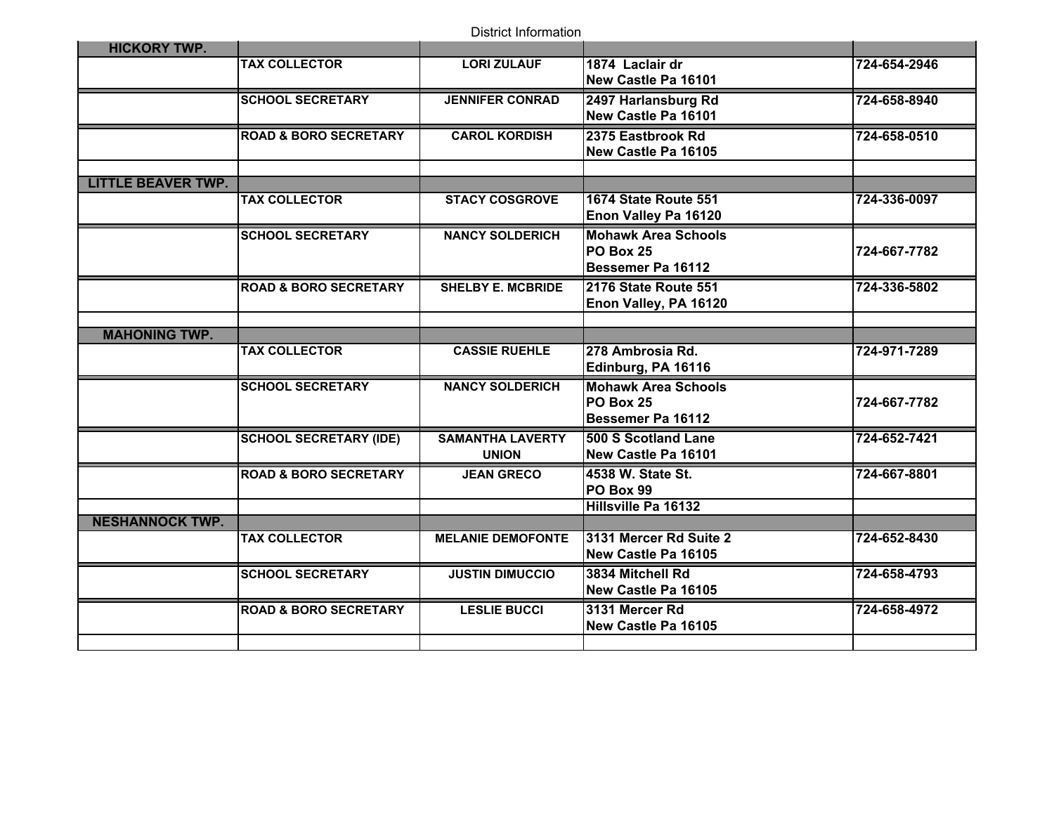| | | | | |
|---|---|---|---|---|
| **HICKORY TWP.** | | | | |
| | TAX COLLECTOR | LORI ZULAUF | 1874 Laclair dr<br>New Castle Pa 16101 | 724-654-2946 |
| | SCHOOL SECRETARY | JENNIFER CONRAD | 2497 Harlansburg Rd<br>New Castle Pa 16101 | 724-658-8940 |
| | ROAD & BORO SECRETARY | CAROL KORDISH | 2375 Eastbrook Rd<br>New Castle Pa 16105 | 724-658-0510 |
| | | | | |
| **LITTLE BEAVER TWP.** | | | | |
| | TAX COLLECTOR | STACY COSGROVE | 1674 State Route 551<br>Enon Valley Pa 16120 | 724-336-0097 |
| | SCHOOL SECRETARY | NANCY SOLDERICH | Mohawk Area Schools<br>PO Box 25<br>Bessemer Pa 16112 | 724-667-7782 |
| | ROAD & BORO SECRETARY | SHELBY E. MCBRIDE | 2176 State Route 551<br>Enon Valley, PA 16120 | 724-336-5802 |
| | | | | |
| **MAHONING TWP.** | | | | |
| | TAX COLLECTOR | CASSIE RUEHLE | 278 Ambrosia Rd.<br>Edinburg, PA 16116 | 724-971-7289 |
| | SCHOOL SECRETARY | NANCY SOLDERICH | Mohawk Area Schools<br>PO Box 25<br>Bessemer Pa 16112 | 724-667-7782 |
| | SCHOOL SECRETARY (IDE) | SAMANTHA LAVERTY UNION | 500 S Scotland Lane<br>New Castle Pa 16101 | 724-652-7421 |
| | ROAD & BORO SECRETARY | JEAN GRECO | 4538 W. State St.<br>PO Box 99 | 724-667-8801 |
| | | | Hillsville Pa 16132 | |
| **NESHANNOCK TWP.** | | | | |
| | TAX COLLECTOR | MELANIE DEMOFONTE | 3131 Mercer Rd Suite 2<br>New Castle Pa 16105 | 724-652-8430 |
| | SCHOOL SECRETARY | JUSTIN DIMUCCIO | 3834 Mitchell Rd<br>New Castle Pa 16105 | 724-658-4793 |
| | ROAD & BORO SECRETARY | LESLIE BUCCI | 3131 Mercer Rd<br>New Castle Pa 16105 | 724-658-4972 |
| | | | | |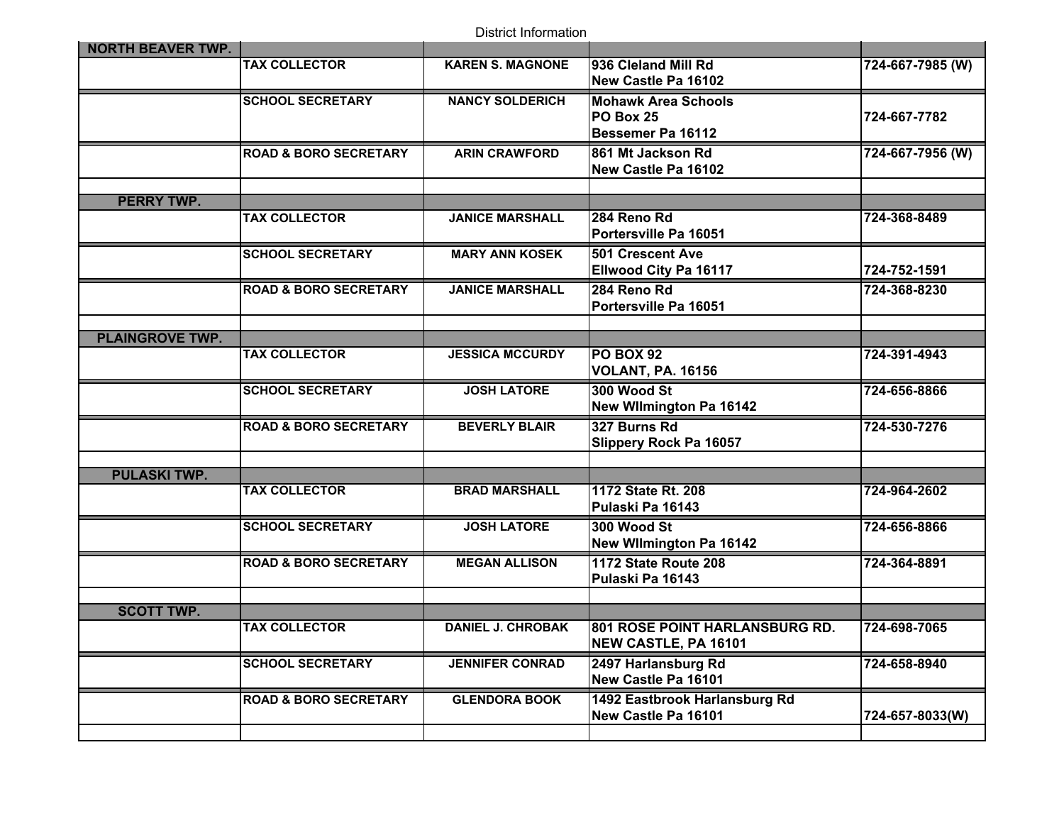District Information

| | | | | |
|---|---|---|---|---|
| **NORTH BEAVER TWP.** | | | | |
| | **TAX COLLECTOR** | **KAREN S. MAGNONE** | **936 Cleland Mill Rd**<br>**New Castle Pa 16102** | **724-667-7985 (W)** |
| | **SCHOOL SECRETARY** | **NANCY SOLDERICH** | **Mohawk Area Schools**<br>**PO Box 25**<br>**Bessemer Pa 16112** | **724-667-7782** |
| | **ROAD & BORO SECRETARY** | **ARIN CRAWFORD** | **861 Mt Jackson Rd**<br>**New Castle Pa 16102** | **724-667-7956 (W)** |
| | | | | |
| **PERRY TWP.** | | | | |
| | **TAX COLLECTOR** | **JANICE MARSHALL** | **284 Reno Rd**<br>**Portersville Pa 16051** | **724-368-8489** |
| | **SCHOOL SECRETARY** | **MARY ANN KOSEK** | **501 Crescent Ave**<br>**Ellwood City Pa 16117** | **724-752-1591** |
| | **ROAD & BORO SECRETARY** | **JANICE MARSHALL** | **284 Reno Rd**<br>**Portersville Pa 16051** | **724-368-8230** |
| | | | | |
| **PLAINGROVE TWP.** | | | | |
| | **TAX COLLECTOR** | **JESSICA MCCURDY** | **PO BOX 92**<br>**VOLANT, PA. 16156** | **724-391-4943** |
| | **SCHOOL SECRETARY** | **JOSH LATORE** | **300 Wood St**<br>**New WIlmington Pa 16142** | **724-656-8866** |
| | **ROAD & BORO SECRETARY** | **BEVERLY BLAIR** | **327 Burns Rd**<br>**Slippery Rock Pa 16057** | **724-530-7276** |
| | | | | |
| **PULASKI TWP.** | | | | |
| | **TAX COLLECTOR** | **BRAD MARSHALL** | **1172 State Rt. 208**<br>**Pulaski Pa 16143** | **724-964-2602** |
| | **SCHOOL SECRETARY** | **JOSH LATORE** | **300 Wood St**<br>**New WIlmington Pa 16142** | **724-656-8866** |
| | **ROAD & BORO SECRETARY** | **MEGAN ALLISON** | **1172 State Route 208**<br>**Pulaski Pa 16143** | **724-364-8891** |
| | | | | |
| **SCOTT TWP.** | | | | |
| | **TAX COLLECTOR** | **DANIEL J. CHROBAK** | **801 ROSE POINT HARLANSBURG RD.**<br>**NEW CASTLE, PA 16101** | **724-698-7065** |
| | **SCHOOL SECRETARY** | **JENNIFER CONRAD** | **2497 Harlansburg Rd**<br>**New Castle Pa 16101** | **724-658-8940** |
| | **ROAD & BORO SECRETARY** | **GLENDORA BOOK** | **1492 Eastbrook Harlansburg Rd**<br>**New Castle Pa 16101** | **724-657-8033(W)** |
| | | | | |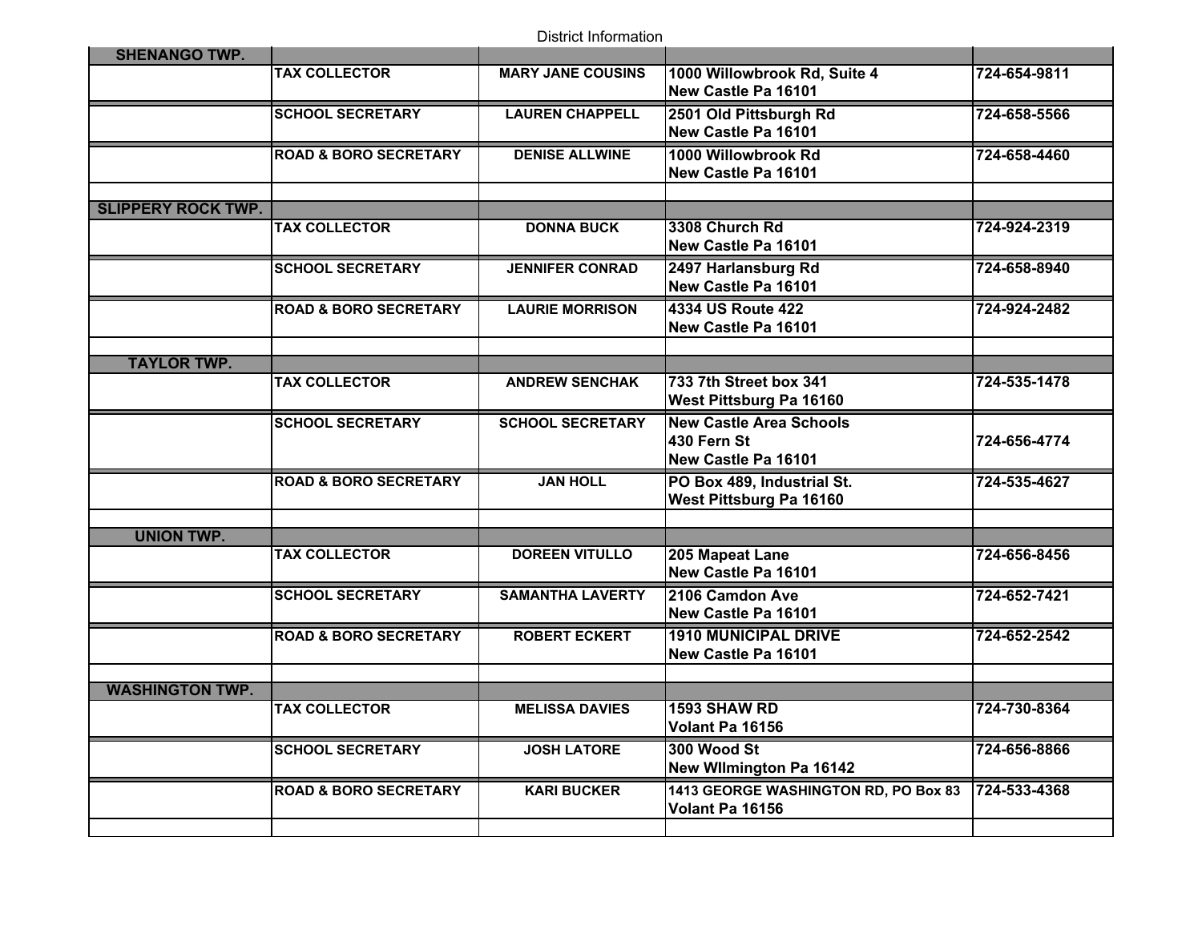District Information

| | | | | |
|---|---|---|---|---|
| **SHENANGO TWP.** | | | | |
| | **TAX COLLECTOR** | **MARY JANE COUSINS** | **1000 Willowbrook Rd, Suite 4 New Castle Pa 16101** | **724-654-9811** |
| | **SCHOOL SECRETARY** | **LAUREN CHAPPELL** | **2501 Old Pittsburgh Rd New Castle Pa 16101** | **724-658-5566** |
| | **ROAD & BORO SECRETARY** | **DENISE ALLWINE** | **1000 Willowbrook Rd New Castle Pa 16101** | **724-658-4460** |
| | | | | |
| **SLIPPERY ROCK TWP.** | | | | |
| | **TAX COLLECTOR** | **DONNA BUCK** | **3308 Church Rd New Castle Pa 16101** | **724-924-2319** |
| | **SCHOOL SECRETARY** | **JENNIFER CONRAD** | **2497 Harlansburg Rd New Castle Pa 16101** | **724-658-8940** |
| | **ROAD & BORO SECRETARY** | **LAURIE MORRISON** | **4334 US Route 422 New Castle Pa 16101** | **724-924-2482** |
| | | | | |
| **TAYLOR TWP.** | | | | |
| | **TAX COLLECTOR** | **ANDREW SENCHAK** | **733 7th Street box 341 West Pittsburg Pa 16160** | **724-535-1478** |
| | **SCHOOL SECRETARY** | **SCHOOL SECRETARY** | **New Castle Area Schools 430 Fern St New Castle Pa 16101** | **724-656-4774** |
| | **ROAD & BORO SECRETARY** | **JAN HOLL** | **PO Box 489, Industrial St. West Pittsburg Pa 16160** | **724-535-4627** |
| | | | | |
| **UNION TWP.** | | | | |
| | **TAX COLLECTOR** | **DOREEN VITULLO** | **205 Mapeat Lane New Castle Pa 16101** | **724-656-8456** |
| | **SCHOOL SECRETARY** | **SAMANTHA LAVERTY** | **2106 Camdon Ave New Castle Pa 16101** | **724-652-7421** |
| | **ROAD & BORO SECRETARY** | **ROBERT ECKERT** | **1910 MUNICIPAL DRIVE New Castle Pa 16101** | **724-652-2542** |
| | | | | |
| **WASHINGTON TWP.** | | | | |
| | **TAX COLLECTOR** | **MELISSA DAVIES** | **1593 SHAW RD Volant Pa 16156** | **724-730-8364** |
| | **SCHOOL SECRETARY** | **JOSH LATORE** | **300 Wood St New WIlmington Pa 16142** | **724-656-8866** |
| | **ROAD & BORO SECRETARY** | **KARI BUCKER** | **1413 GEORGE WASHINGTON RD, PO Box 83 Volant Pa 16156** | **724-533-4368** |
| | | | | |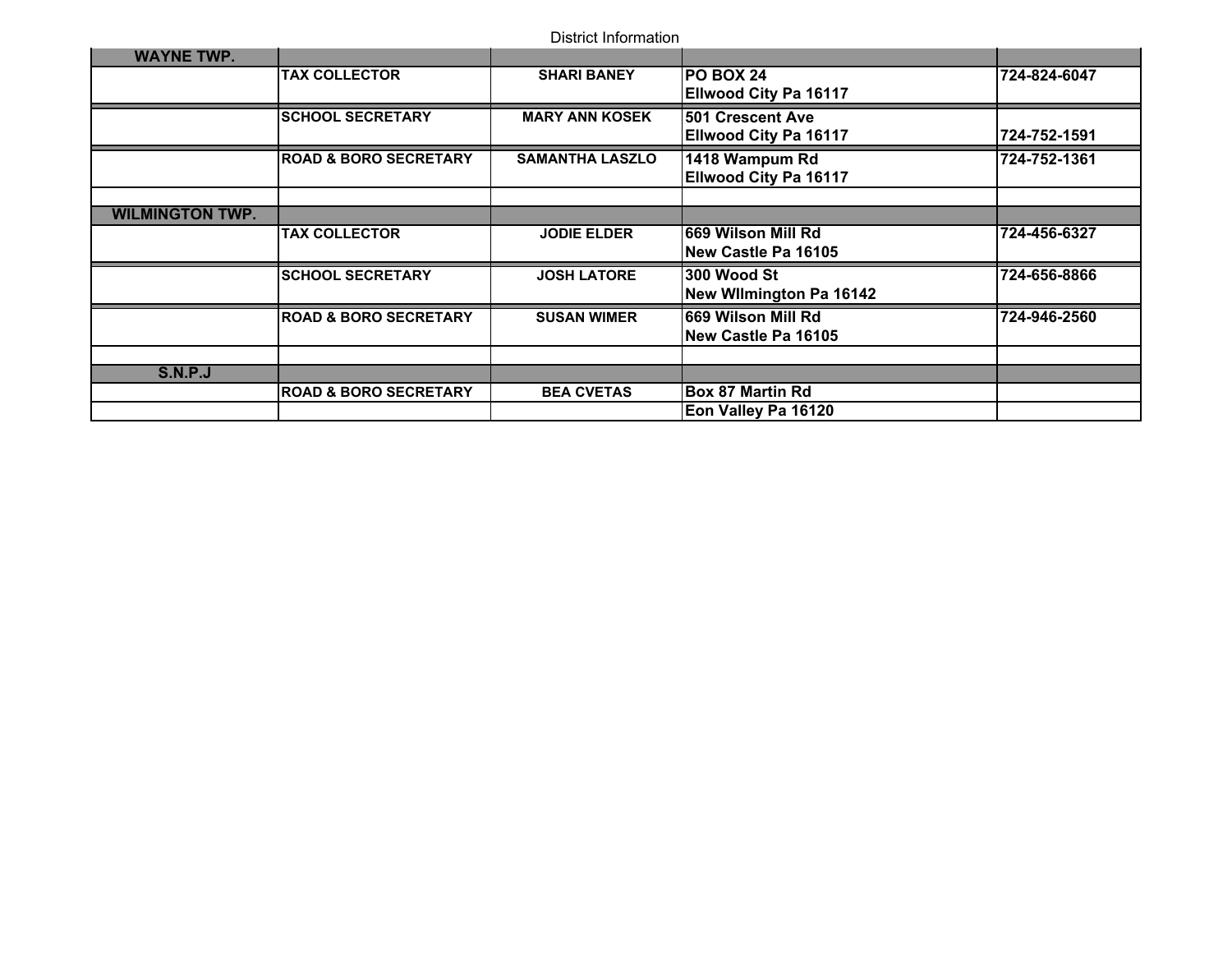District Information

| | | | | |
|---|---|---|---|---|
| **WAYNE TWP.** | | | | |
| | **TAX COLLECTOR** | **SHARI BANEY** | **PO BOX 24**<br>**Ellwood City Pa 16117** | **724-824-6047** |
| | **SCHOOL SECRETARY** | **MARY ANN KOSEK** | **501 Crescent Ave**<br>**Ellwood City Pa 16117** | **724-752-1591** |
| | **ROAD & BORO SECRETARY** | **SAMANTHA LASZLO** | **1418 Wampum Rd**<br>**Ellwood City Pa 16117** | **724-752-1361** |
| | | | | |
| **WILMINGTON TWP.** | | | | |
| | **TAX COLLECTOR** | **JODIE ELDER** | **669 Wilson Mill Rd**<br>**New Castle Pa 16105** | **724-456-6327** |
| | **SCHOOL SECRETARY** | **JOSH LATORE** | **300 Wood St**<br>**New WIlmington Pa 16142** | **724-656-8866** |
| | **ROAD & BORO SECRETARY** | **SUSAN WIMER** | **669 Wilson Mill Rd**<br>**New Castle Pa 16105** | **724-946-2560** |
| | | | | |
| **S.N.P.J** | | | | |
| | **ROAD & BORO SECRETARY** | **BEA CVETAS** | **Box 87 Martin Rd** | |
| | | | **Eon Valley Pa 16120** | |